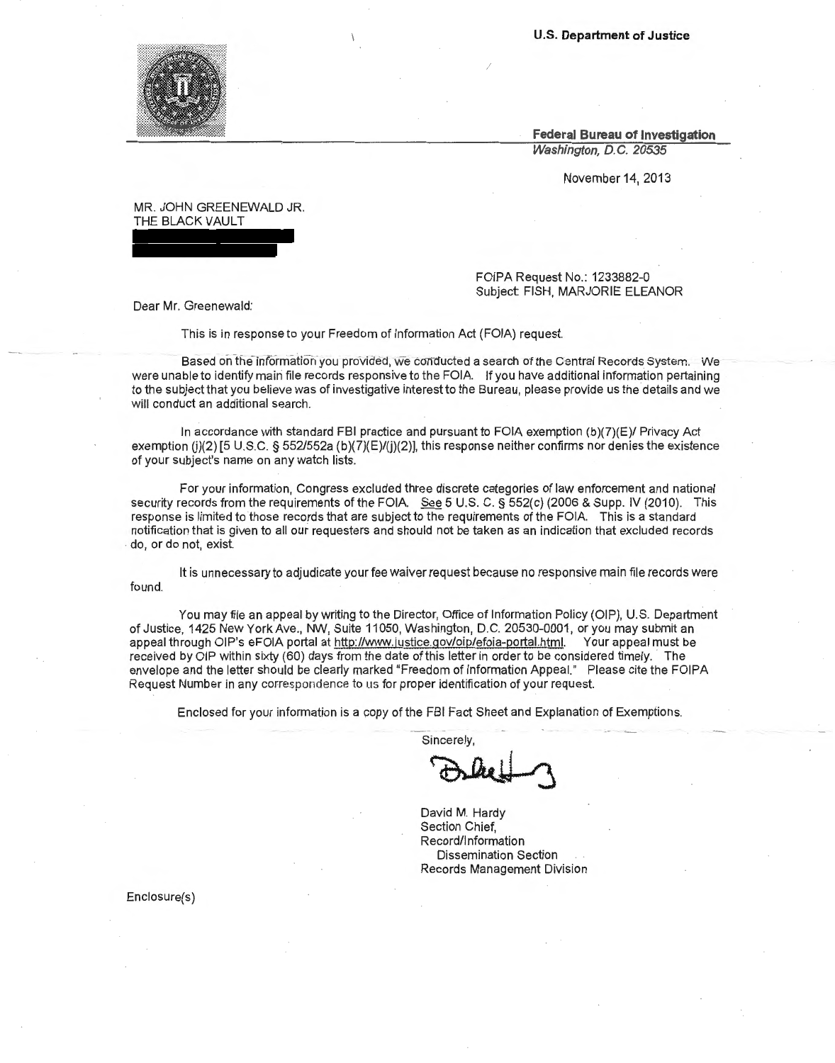**U.S. Department of Justice**

**Federal Bureau of Investigation**
*Washington, D.C. 20535*

November 14, 2013

MR. JOHN GREENEWALD JR.
THE BLACK VAULT

FOIPA Request No.: 1233882-0
Subject: FISH, MARJORIE ELEANOR

Dear Mr. Greenewald:

This is in response to your Freedom of Information Act (FOIA) request.

Based on the information you provided, we conducted a search of the Central Records System. We were unable to identify main file records responsive to the FOIA. If you have additional information pertaining to the subject that you believe was of investigative interest to the Bureau, please provide us the details and we will conduct an additional search.

In accordance with standard FBI practice and pursuant to FOIA exemption (b)(7)(E)/ Privacy Act exemption (j)(2) [5 U.S.C. § 552/552a (b)(7)(E)/(j)(2)], this response neither confirms nor denies the existence of your subject's name on any watch lists.

For your information, Congress excluded three discrete categories of law enforcement and national security records from the requirements of the FOIA. See 5 U.S. C. § 552(c) (2006 & Supp. IV (2010). This response is limited to those records that are subject to the requirements of the FOIA. This is a standard notification that is given to all our requesters and should not be taken as an indication that excluded records do, or do not, exist.

It is unnecessary to adjudicate your fee waiver request because no responsive main file records were found.

You may file an appeal by writing to the Director, Office of Information Policy (OIP), U.S. Department of Justice, 1425 New York Ave., NW, Suite 11050, Washington, D.C. 20530-0001, or you may submit an appeal through OIP's eFOIA portal at http://www.justice.gov/oip/efoia-portal.html. Your appeal must be received by OIP within sixty (60) days from the date of this letter in order to be considered timely. The envelope and the letter should be clearly marked "Freedom of Information Appeal." Please cite the FOIPA Request Number in any correspondence to us for proper identification of your request.

Enclosed for your information is a copy of the FBI Fact Sheet and Explanation of Exemptions.

Sincerely,

David M. Hardy
Section Chief,
Record/Information
Dissemination Section
Records Management Division

Enclosure(s)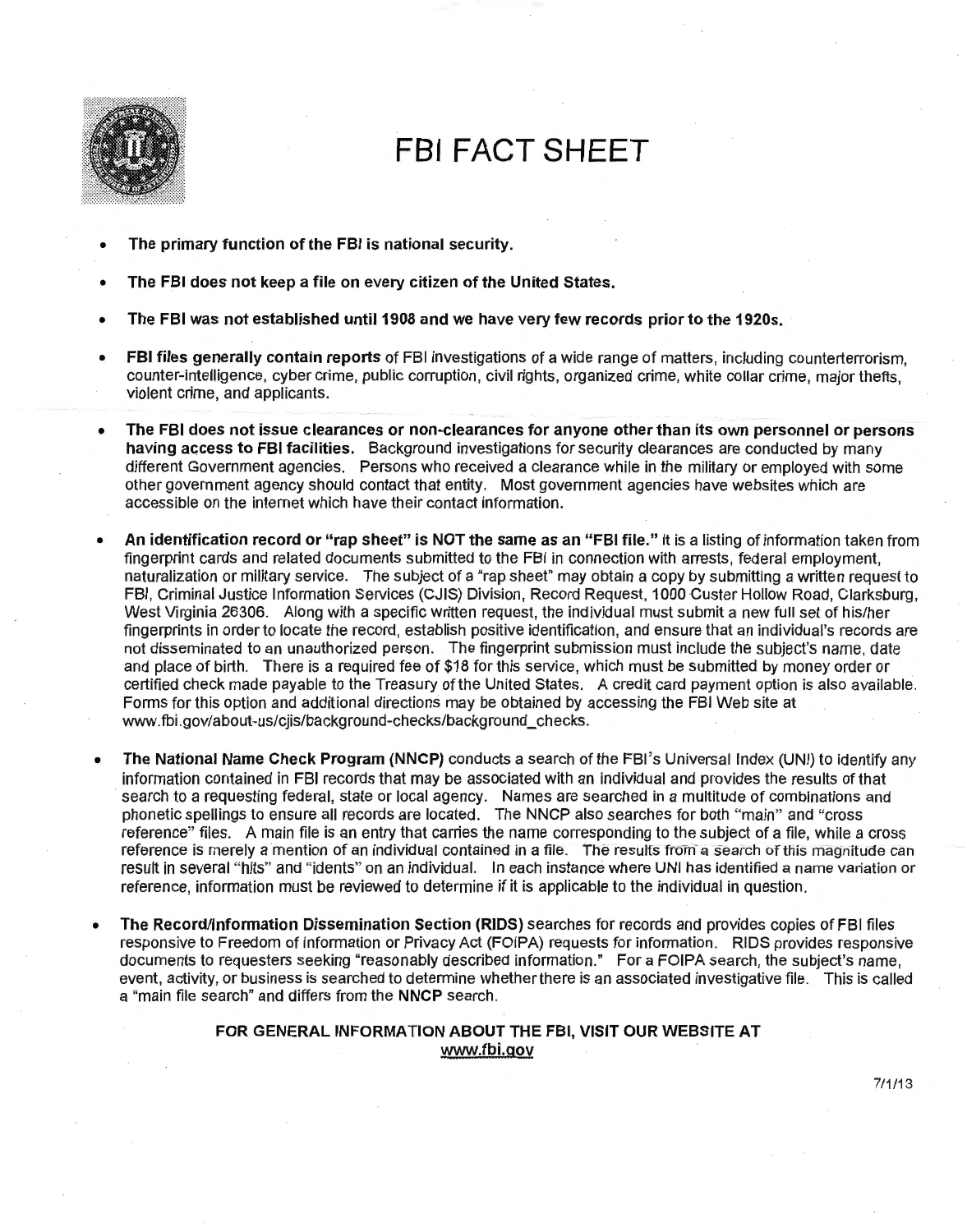# FBI FACT SHEET

- **The primary function of the FBI is national security.**
- **The FBI does not keep a file on every citizen of the United States.**
- **The FBI was not established until 1908 and we have very few records prior to the 1920s.**
- **FBI files generally contain reports** of FBI investigations of a wide range of matters, including counterterrorism, counter-intelligence, cyber crime, public corruption, civil rights, organized crime, white collar crime, major thefts, violent crime, and applicants.
- **The FBI does not issue clearances or non-clearances for anyone other than its own personnel or persons having access to FBI facilities.** Background investigations for security clearances are conducted by many different Government agencies. Persons who received a clearance while in the military or employed with some other government agency should contact that entity. Most government agencies have websites which are accessible on the internet which have their contact information.
- **An identification record or "rap sheet" is NOT the same as an "FBI file."** It is a listing of information taken from fingerprint cards and related documents submitted to the FBI in connection with arrests, federal employment, naturalization or military service. The subject of a "rap sheet" may obtain a copy by submitting a written request to FBI, Criminal Justice Information Services (CJIS) Division, Record Request, 1000 Custer Hollow Road, Clarksburg, West Virginia 26306. Along with a specific written request, the individual must submit a new full set of his/her fingerprints in order to locate the record, establish positive identification, and ensure that an individual's records are not disseminated to an unauthorized person. The fingerprint submission must include the subject's name, date and place of birth. There is a required fee of $18 for this service, which must be submitted by money order or certified check made payable to the Treasury of the United States. A credit card payment option is also available. Forms for this option and additional directions may be obtained by accessing the FBI Web site at www.fbi.gov/about-us/cjis/background-checks/background_checks.
- **The National Name Check Program (NNCP)** conducts a search of the FBI's Universal Index (UNI) to identify any information contained in FBI records that may be associated with an individual and provides the results of that search to a requesting federal, state or local agency. Names are searched in a multitude of combinations and phonetic spellings to ensure all records are located. The NNCP also searches for both "main" and "cross reference" files. A main file is an entry that carries the name corresponding to the subject of a file, while a cross reference is merely a mention of an individual contained in a file. The results from a search of this magnitude can result in several "hits" and "idents" on an individual. In each instance where UNI has identified a name variation or reference, information must be reviewed to determine if it is applicable to the individual in question.
- **The Record/Information Dissemination Section (RIDS)** searches for records and provides copies of FBI files responsive to Freedom of Information or Privacy Act (FOIPA) requests for information. RIDS provides responsive documents to requesters seeking "reasonably described information." For a FOIPA search, the subject's name, event, activity, or business is searched to determine whether there is an associated investigative file. This is called a "main file search" and differs from the **NNCP** search.

**FOR GENERAL INFORMATION ABOUT THE FBI, VISIT OUR WEBSITE AT www.fbi.gov**

7/1/13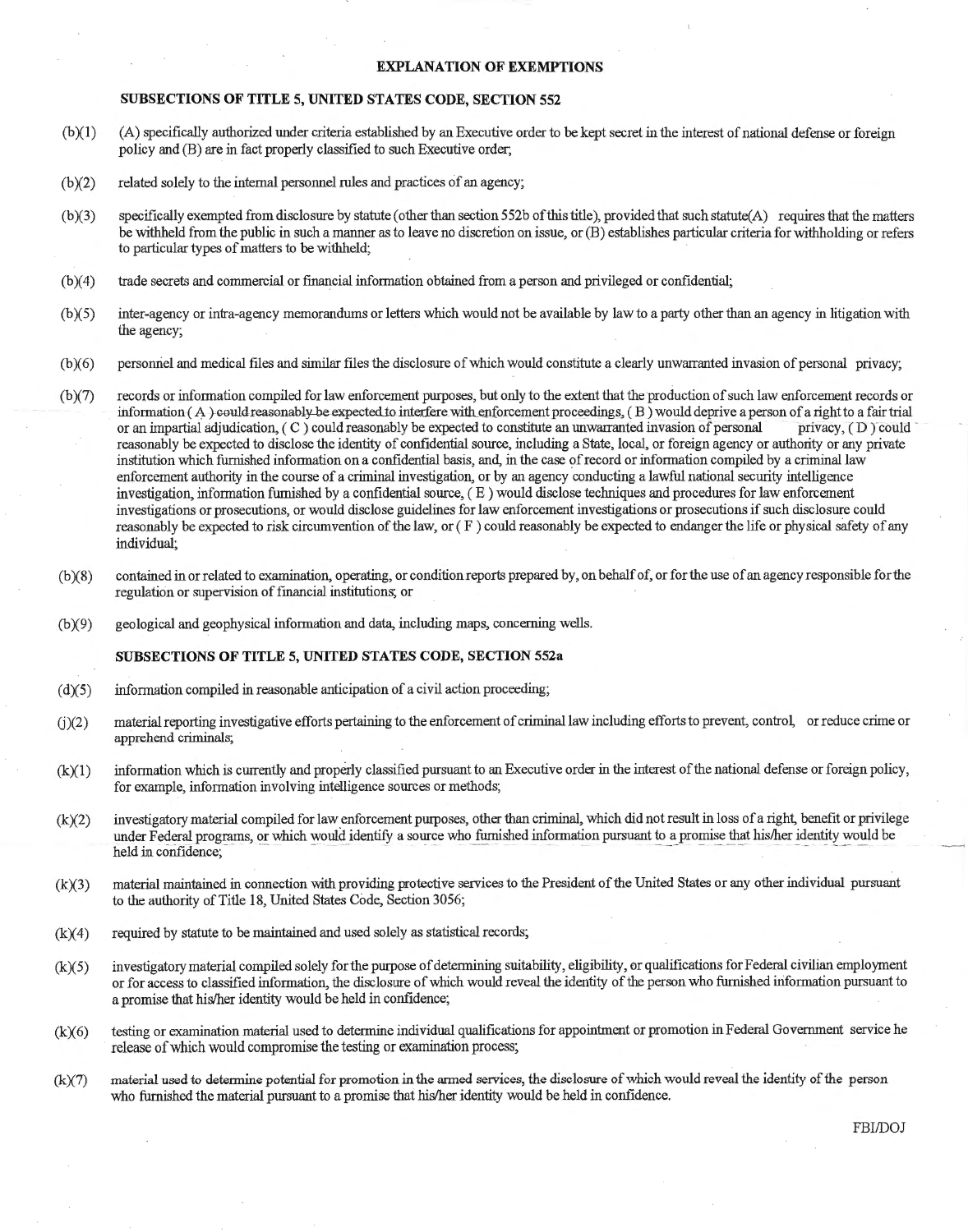## EXPLANATION OF EXEMPTIONS

### SUBSECTIONS OF TITLE 5, UNITED STATES CODE, SECTION 552

(b)(1) (A) specifically authorized under criteria established by an Executive order to be kept secret in the interest of national defense or foreign policy and (B) are in fact properly classified to such Executive order;

(b)(2) related solely to the internal personnel rules and practices of an agency;

(b)(3) specifically exempted from disclosure by statute (other than section 552b of this title), provided that such statute(A) requires that the matters be withheld from the public in such a manner as to leave no discretion on issue, or (B) establishes particular criteria for withholding or refers to particular types of matters to be withheld;

(b)(4) trade secrets and commercial or financial information obtained from a person and privileged or confidential;

(b)(5) inter-agency or intra-agency memorandums or letters which would not be available by law to a party other than an agency in litigation with the agency;

(b)(6) personnel and medical files and similar files the disclosure of which would constitute a clearly unwarranted invasion of personal privacy;

(b)(7) records or information compiled for law enforcement purposes, but only to the extent that the production of such law enforcement records or information ( A ) could reasonably be expected to interfere with enforcement proceedings, ( B ) would deprive a person of a right to a fair trial or an impartial adjudication, ( C ) could reasonably be expected to constitute an unwarranted invasion of personal privacy, ( D ) could reasonably be expected to disclose the identity of confidential source, including a State, local, or foreign agency or authority or any private institution which furnished information on a confidential basis, and, in the case of record or information compiled by a criminal law enforcement authority in the course of a criminal investigation, or by an agency conducting a lawful national security intelligence investigation, information furnished by a confidential source, ( E ) would disclose techniques and procedures for law enforcement investigations or prosecutions, or would disclose guidelines for law enforcement investigations or prosecutions if such disclosure could reasonably be expected to risk circumvention of the law, or ( F ) could reasonably be expected to endanger the life or physical safety of any individual;

(b)(8) contained in or related to examination, operating, or condition reports prepared by, on behalf of, or for the use of an agency responsible for the regulation or supervision of financial institutions; or

(b)(9) geological and geophysical information and data, including maps, concerning wells.

### SUBSECTIONS OF TITLE 5, UNITED STATES CODE, SECTION 552a

(d)(5) information compiled in reasonable anticipation of a civil action proceeding;

(j)(2) material reporting investigative efforts pertaining to the enforcement of criminal law including efforts to prevent, control, or reduce crime or apprehend criminals;

(k)(1) information which is currently and properly classified pursuant to an Executive order in the interest of the national defense or foreign policy, for example, information involving intelligence sources or methods;

(k)(2) investigatory material compiled for law enforcement purposes, other than criminal, which did not result in loss of a right, benefit or privilege under Federal programs, or which would identify a source who furnished information pursuant to a promise that his/her identity would be held in confidence;

(k)(3) material maintained in connection with providing protective services to the President of the United States or any other individual pursuant to the authority of Title 18, United States Code, Section 3056;

(k)(4) required by statute to be maintained and used solely as statistical records;

(k)(5) investigatory material compiled solely for the purpose of determining suitability, eligibility, or qualifications for Federal civilian employment or for access to classified information, the disclosure of which would reveal the identity of the person who furnished information pursuant to a promise that his/her identity would be held in confidence;

(k)(6) testing or examination material used to determine individual qualifications for appointment or promotion in Federal Government service he release of which would compromise the testing or examination process;

(k)(7) material used to determine potential for promotion in the armed services, the disclosure of which would reveal the identity of the person who furnished the material pursuant to a promise that his/her identity would be held in confidence.

FBI/DOJ